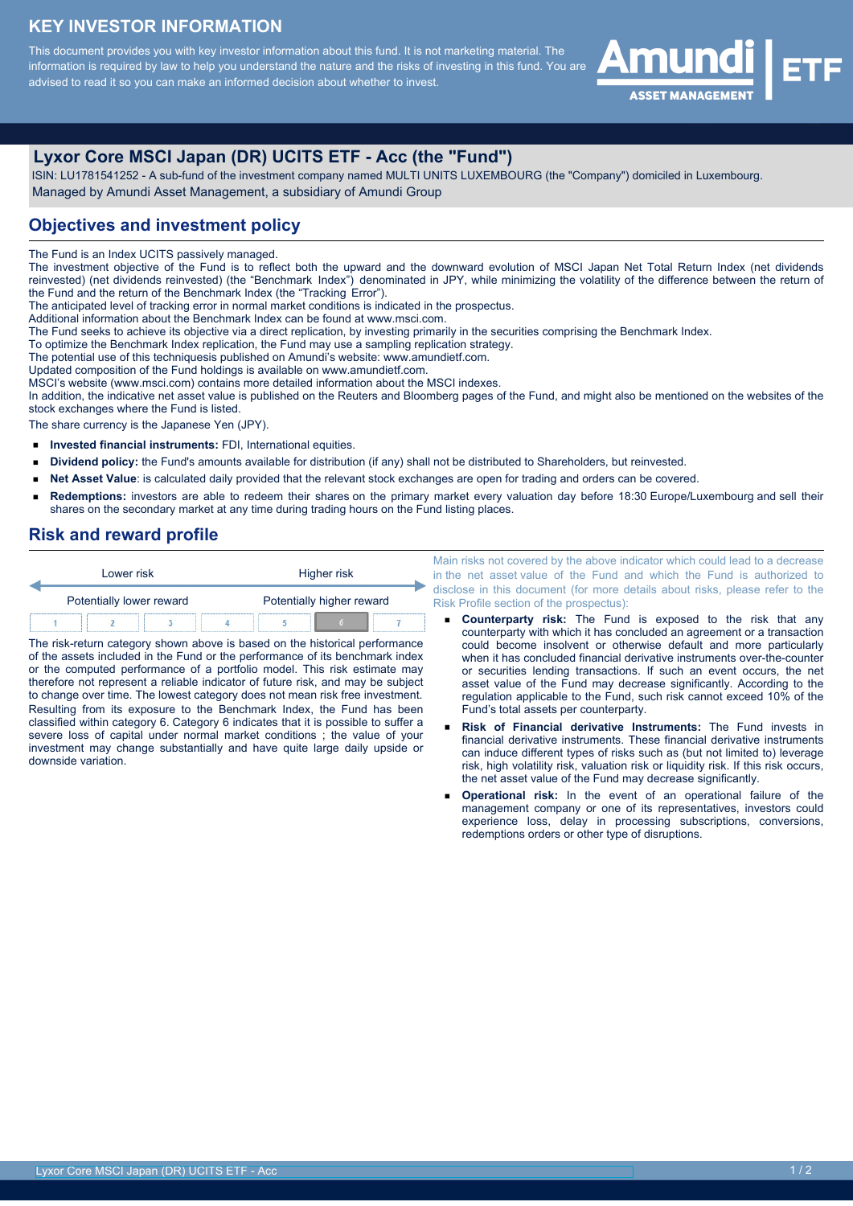# KEY INVESTOR INFORMATION

This document provides you with key investor information about this fund. It is not marketing material. The information is required by law to help you understand the nature and the risks of investing in this fund. You are advised to read it so you can make an informed decision about whether to invest.

## Lyxor Core MSCI Japan (DR) UCITS ETF - Acc (the "Fund")

ISIN: LU1781541252 - A sub-fund of the investment company named MULTI UNITS LUXEMBOURG (the "Company") domiciled in Luxembourg.
Managed by Amundi Asset Management, a subsidiary of Amundi Group

## Objectives and investment policy

The Fund is an Index UCITS passively managed.
The investment objective of the Fund is to reflect both the upward and the downward evolution of MSCI Japan Net Total Return Index (net dividends reinvested) (net dividends reinvested) (the "Benchmark Index") denominated in JPY, while minimizing the volatility of the difference between the return of the Fund and the return of the Benchmark Index (the "Tracking Error").
The anticipated level of tracking error in normal market conditions is indicated in the prospectus.
Additional information about the Benchmark Index can be found at www.msci.com.
The Fund seeks to achieve its objective via a direct replication, by investing primarily in the securities comprising the Benchmark Index.
To optimize the Benchmark Index replication, the Fund may use a sampling replication strategy.
The potential use of this techniquesis published on Amundi's website: www.amundietf.com.
Updated composition of the Fund holdings is available on www.amundietf.com.
MSCI's website (www.msci.com) contains more detailed information about the MSCI indexes.
In addition, the indicative net asset value is published on the Reuters and Bloomberg pages of the Fund, and might also be mentioned on the websites of the stock exchanges where the Fund is listed.
The share currency is the Japanese Yen (JPY).

- **Invested financial instruments:** FDI, International equities.
- **Dividend policy:** the Fund's amounts available for distribution (if any) shall not be distributed to Shareholders, but reinvested.
- **Net Asset Value**: is calculated daily provided that the relevant stock exchanges are open for trading and orders can be covered.
- **Redemptions:** investors are able to redeem their shares on the primary market every valuation day before 18:30 Europe/Luxembourg and sell their shares on the secondary market at any time during trading hours on the Fund listing places.

## Risk and reward profile

| Lower risk | | | | | | Higher risk |
|---|---|---|---|---|---|---|
| Potentially lower reward | | | | | | Potentially higher reward |
| 1 | 2 | 3 | 4 | 5 | **6** | 7 |

The risk-return category shown above is based on the historical performance of the assets included in the Fund or the performance of its benchmark index or the computed performance of a portfolio model. This risk estimate may therefore not represent a reliable indicator of future risk, and may be subject to change over time. The lowest category does not mean risk free investment.
Resulting from its exposure to the Benchmark Index, the Fund has been classified within category 6. Category 6 indicates that it is possible to suffer a severe loss of capital under normal market conditions ; the value of your investment may change substantially and have quite large daily upside or downside variation.

Main risks not covered by the above indicator which could lead to a decrease in the net asset value of the Fund and which the Fund is authorized to disclose in this document (for more details about risks, please refer to the Risk Profile section of the prospectus):

- **Counterparty risk:** The Fund is exposed to the risk that any counterparty with which it has concluded an agreement or a transaction could become insolvent or otherwise default and more particularly when it has concluded financial derivative instruments over-the-counter or securities lending transactions. If such an event occurs, the net asset value of the Fund may decrease significantly. According to the regulation applicable to the Fund, such risk cannot exceed 10% of the Fund's total assets per counterparty.
- **Risk of Financial derivative Instruments:** The Fund invests in financial derivative instruments. These financial derivative instruments can induce different types of risks such as (but not limited to) leverage risk, high volatility risk, valuation risk or liquidity risk. If this risk occurs, the net asset value of the Fund may decrease significantly.
- **Operational risk:** In the event of an operational failure of the management company or one of its representatives, investors could experience loss, delay in processing subscriptions, conversions, redemptions orders or other type of disruptions.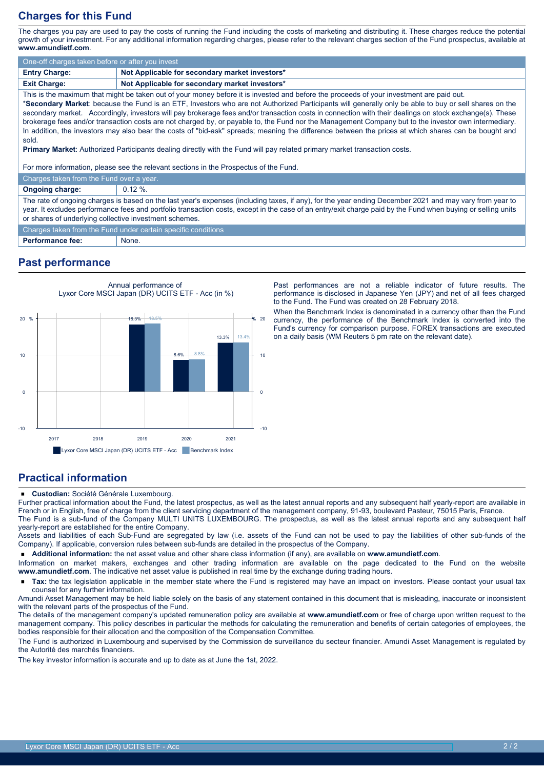## Charges for this Fund

The charges you pay are used to pay the costs of running the Fund including the costs of marketing and distributing it. These charges reduce the potential growth of your investment. For any additional information regarding charges, please refer to the relevant charges section of the Fund prospectus, available at **www.amundietf.com**.

| One-off charges taken before or after you invest | |
|---|---|
| **Entry Charge:** | **Not Applicable for secondary market investors*** |
| **Exit Charge:** | **Not Applicable for secondary market investors*** |

This is the maximum that might be taken out of your money before it is invested and before the proceeds of your investment are paid out.

***Secondary Market**: because the Fund is an ETF, Investors who are not Authorized Participants will generally only be able to buy or sell shares on the secondary market. Accordingly, investors will pay brokerage fees and/or transaction costs in connection with their dealings on stock exchange(s). These brokerage fees and/or transaction costs are not charged by, or payable to, the Fund nor the Management Company but to the investor own intermediary. In addition, the investors may also bear the costs of "bid-ask" spreads; meaning the difference between the prices at which shares can be bought and sold.

**Primary Market**: Authorized Participants dealing directly with the Fund will pay related primary market transaction costs.

For more information, please see the relevant sections in the Prospectus of the Fund.

| Charges taken from the Fund over a year. | |
|---|---|
| **Ongoing charge:** | 0.12 %. |

The rate of ongoing charges is based on the last year's expenses (including taxes, if any), for the year ending December 2021 and may vary from year to year. It excludes performance fees and portfolio transaction costs, except in the case of an entry/exit charge paid by the Fund when buying or selling units or shares of underlying collective investment schemes.

| Charges taken from the Fund under certain specific conditions | |
|---|---|
| **Performance fee:** | None. |

## Past performance

Annual performance of
Lyxor Core MSCI Japan (DR) UCITS ETF - Acc (in %)

2017 2018 2019 2020 2021
18.3% 18.5% 8.6% 8.8% 13.3% 13.4%
Lyxor Core MSCI Japan (DR) UCITS ETF - Acc | Benchmark Index

Past performances are not a reliable indicator of future results. The performance is disclosed in Japanese Yen (JPY) and net of all fees charged to the Fund. The Fund was created on 28 February 2018.

When the Benchmark Index is denominated in a currency other than the Fund currency, the performance of the Benchmark Index is converted into the Fund's currency for comparison purpose. FOREX transactions are executed on a daily basis (WM Reuters 5 pm rate on the relevant date).

## Practical information

- **Custodian:** Société Générale Luxembourg.

Further practical information about the Fund, the latest prospectus, as well as the latest annual reports and any subsequent half yearly-report are available in French or in English, free of charge from the client servicing department of the management company, 91-93, boulevard Pasteur, 75015 Paris, France.

The Fund is a sub-fund of the Company MULTI UNITS LUXEMBOURG. The prospectus, as well as the latest annual reports and any subsequent half yearly-report are established for the entire Company.

Assets and liabilities of each Sub-Fund are segregated by law (i.e. assets of the Fund can not be used to pay the liabilities of other sub-funds of the Company). If applicable, conversion rules between sub-funds are detailed in the prospectus of the Company.

- **Additional information:** the net asset value and other share class information (if any), are available on **www.amundietf.com**.

Information on market makers, exchanges and other trading information are available on the page dedicated to the Fund on the website **www.amundietf.com**. The indicative net asset value is published in real time by the exchange during trading hours.

- **Tax:** the tax legislation applicable in the member state where the Fund is registered may have an impact on investors. Please contact your usual tax counsel for any further information.

Amundi Asset Management may be held liable solely on the basis of any statement contained in this document that is misleading, inaccurate or inconsistent with the relevant parts of the prospectus of the Fund.

The details of the management company's updated remuneration policy are available at **www.amundietf.com** or free of charge upon written request to the management company. This policy describes in particular the methods for calculating the remuneration and benefits of certain categories of employees, the bodies responsible for their allocation and the composition of the Compensation Committee.

The Fund is authorized in Luxembourg and supervised by the Commission de surveillance du secteur financier. Amundi Asset Management is regulated by the Autorité des marchés financiers.

The key investor information is accurate and up to date as at June the 1st, 2022.